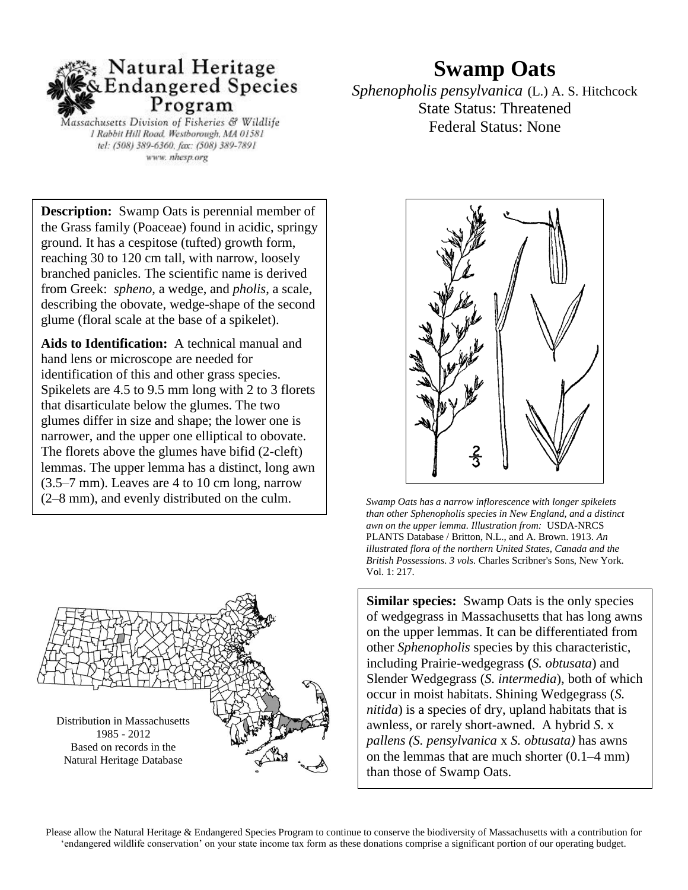Natural Heritage & Endangered Species Program

Massachusetts Division of Fisheries & Wildlife
1 Rabbit Hill Road, Westborough, MA 01581
tel: (508) 389-6360, fax: (508) 389-7891
www.nhesp.org

# Swamp Oats

*Sphenopholis pensylvanica* (L.) A. S. Hitchcock
State Status: Threatened
Federal Status: None

**Description:** Swamp Oats is perennial member of the Grass family (Poaceae) found in acidic, springy ground. It has a cespitose (tufted) growth form, reaching 30 to 120 cm tall, with narrow, loosely branched panicles. The scientific name is derived from Greek: *spheno,* a wedge, and *pholis*, a scale, describing the obovate, wedge-shape of the second glume (floral scale at the base of a spikelet).

**Aids to Identification:** A technical manual and hand lens or microscope are needed for identification of this and other grass species. Spikelets are 4.5 to 9.5 mm long with 2 to 3 florets that disarticulate below the glumes. The two glumes differ in size and shape; the lower one is narrower, and the upper one elliptical to obovate. The florets above the glumes have bifid (2-cleft) lemmas. The upper lemma has a distinct, long awn (3.5–7 mm). Leaves are 4 to 10 cm long, narrow (2–8 mm), and evenly distributed on the culm.

*Swamp Oats has a narrow inflorescence with longer spikelets than other Sphenopholis species in New England, and a distinct awn on the upper lemma. Illustration from:* USDA-NRCS PLANTS Database / Britton, N.L., and A. Brown. 1913. *An illustrated flora of the northern United States, Canada and the British Possessions. 3 vols.* Charles Scribner's Sons, New York. Vol. 1: 217.

Distribution in Massachusetts
1985 - 2012
Based on records in the
Natural Heritage Database

**Similar species:** Swamp Oats is the only species of wedgegrass in Massachusetts that has long awns on the upper lemmas. It can be differentiated from other *Sphenopholis* species by this characteristic, including Prairie-wedgegrass **(***S. obtusata*) and Slender Wedgegrass (*S. intermedia*), both of which occur in moist habitats. Shining Wedgegrass (*S. nitida*) is a species of dry, upland habitats that is awnless, or rarely short-awned. A hybrid *S.* x *pallens (S. pensylvanica* x *S. obtusata)* has awns on the lemmas that are much shorter (0.1–4 mm) than those of Swamp Oats.

Please allow the Natural Heritage & Endangered Species Program to continue to conserve the biodiversity of Massachusetts with a contribution for 'endangered wildlife conservation' on your state income tax form as these donations comprise a significant portion of our operating budget.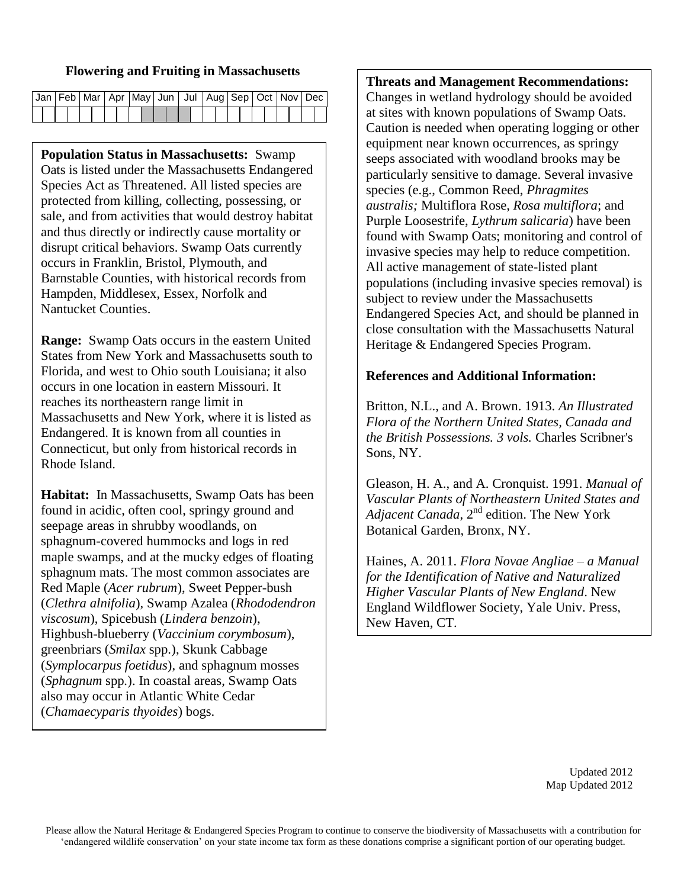**Flowering and Fruiting in Massachusetts**

| Jan | | Feb | | Mar | | Apr | | May | | Jun | | Jul | | Aug | | Sep | | Oct | | Nov | | Dec | |
|---|---|---|---|---|---|---|---|---|---|---|---|---|---|---|---|---|---|---|---|---|---|---|---|
| | | | | | | | | | | | | | | | | | | | | | | | |

**Population Status in Massachusetts:** Swamp Oats is listed under the Massachusetts Endangered Species Act as Threatened. All listed species are protected from killing, collecting, possessing, or sale, and from activities that would destroy habitat and thus directly or indirectly cause mortality or disrupt critical behaviors. Swamp Oats currently occurs in Franklin, Bristol, Plymouth, and Barnstable Counties, with historical records from Hampden, Middlesex, Essex, Norfolk and Nantucket Counties.

**Range:** Swamp Oats occurs in the eastern United States from New York and Massachusetts south to Florida, and west to Ohio south Louisiana; it also occurs in one location in eastern Missouri. It reaches its northeastern range limit in Massachusetts and New York, where it is listed as Endangered. It is known from all counties in Connecticut, but only from historical records in Rhode Island.

**Habitat:** In Massachusetts, Swamp Oats has been found in acidic, often cool, springy ground and seepage areas in shrubby woodlands, on sphagnum-covered hummocks and logs in red maple swamps, and at the mucky edges of floating sphagnum mats. The most common associates are Red Maple (*Acer rubrum*), Sweet Pepper-bush (*Clethra alnifolia*), Swamp Azalea (*Rhododendron viscosum*), Spicebush (*Lindera benzoin*), Highbush-blueberry (*Vaccinium corymbosum*), greenbriars (*Smilax* spp.), Skunk Cabbage (*Symplocarpus foetidus*), and sphagnum mosses (*Sphagnum* spp.). In coastal areas, Swamp Oats also may occur in Atlantic White Cedar (*Chamaecyparis thyoides*) bogs.

**Threats and Management Recommendations:** Changes in wetland hydrology should be avoided at sites with known populations of Swamp Oats. Caution is needed when operating logging or other equipment near known occurrences, as springy seeps associated with woodland brooks may be particularly sensitive to damage. Several invasive species (e.g., Common Reed, *Phragmites australis;* Multiflora Rose, *Rosa multiflora*; and Purple Loosestrife, *Lythrum salicaria*) have been found with Swamp Oats; monitoring and control of invasive species may help to reduce competition. All active management of state-listed plant populations (including invasive species removal) is subject to review under the Massachusetts Endangered Species Act, and should be planned in close consultation with the Massachusetts Natural Heritage & Endangered Species Program.

**References and Additional Information:**

Britton, N.L., and A. Brown. 1913. *An Illustrated Flora of the Northern United States, Canada and the British Possessions. 3 vols.* Charles Scribner's Sons, NY.

Gleason, H. A., and A. Cronquist. 1991. *Manual of Vascular Plants of Northeastern United States and Adjacent Canada*, 2nd edition. The New York Botanical Garden, Bronx, NY.

Haines, A. 2011. *Flora Novae Angliae – a Manual for the Identification of Native and Naturalized Higher Vascular Plants of New England*. New England Wildflower Society, Yale Univ. Press, New Haven, CT.

Updated 2012
Map Updated 2012

Please allow the Natural Heritage & Endangered Species Program to continue to conserve the biodiversity of Massachusetts with a contribution for 'endangered wildlife conservation' on your state income tax form as these donations comprise a significant portion of our operating budget.